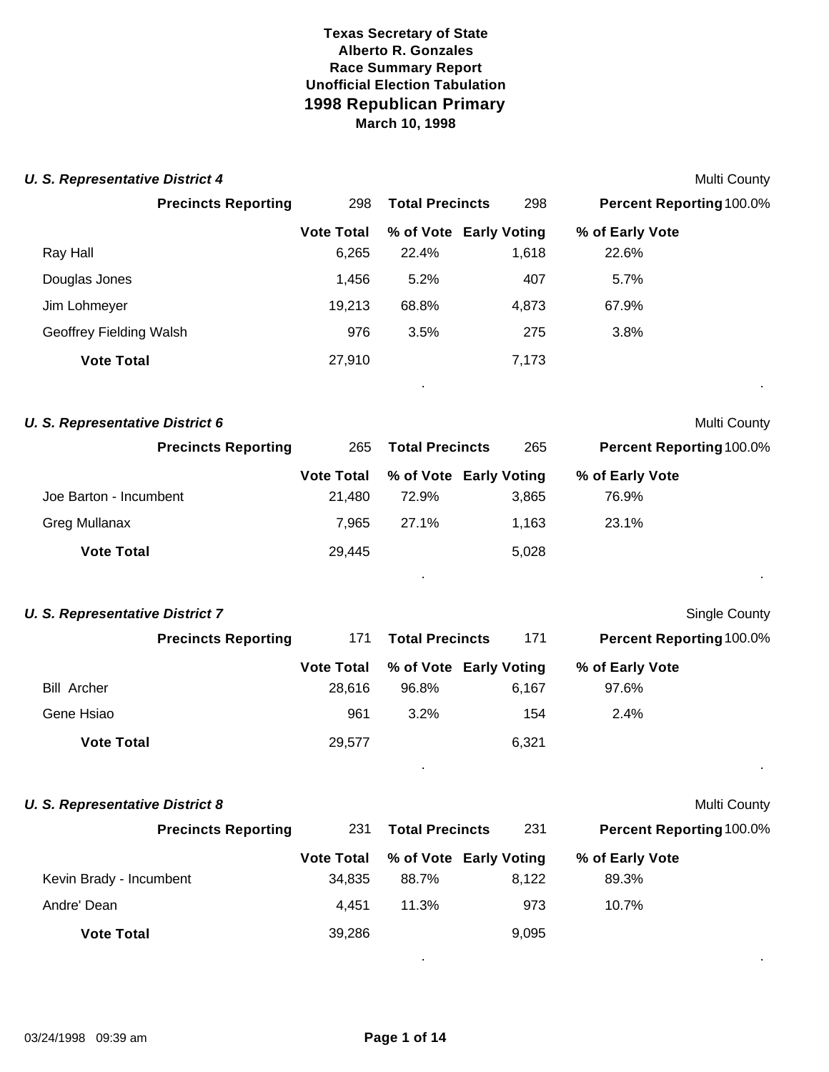**Texas Secretary of State**
**Alberto R. Gonzales**
**Race Summary Report**
**Unofficial Election Tabulation**

# 1998 Republican Primary

**March 10, 1998**

### *U. S. Representative District 4*

Multi County

**Precincts Reporting** 298 **Total Precincts** 298 **Percent Reporting** 100.0%

| | Vote Total | % of Vote | Early Voting | % of Early Vote |
|---|---|---|---|---|
| Ray Hall | 6,265 | 22.4% | 1,618 | 22.6% |
| Douglas Jones | 1,456 | 5.2% | 407 | 5.7% |
| Jim Lohmeyer | 19,213 | 68.8% | 4,873 | 67.9% |
| Geoffrey Fielding Walsh | 976 | 3.5% | 275 | 3.8% |
| **Vote Total** | 27,910 | | 7,173 | |

### *U. S. Representative District 6*

Multi County

**Precincts Reporting** 265 **Total Precincts** 265 **Percent Reporting** 100.0%

| | Vote Total | % of Vote | Early Voting | % of Early Vote |
|---|---|---|---|---|
| Joe Barton - Incumbent | 21,480 | 72.9% | 3,865 | 76.9% |
| Greg Mullanax | 7,965 | 27.1% | 1,163 | 23.1% |
| **Vote Total** | 29,445 | | 5,028 | |

### *U. S. Representative District 7*

Single County

**Precincts Reporting** 171 **Total Precincts** 171 **Percent Reporting** 100.0%

| | Vote Total | % of Vote | Early Voting | % of Early Vote |
|---|---|---|---|---|
| Bill Archer | 28,616 | 96.8% | 6,167 | 97.6% |
| Gene Hsiao | 961 | 3.2% | 154 | 2.4% |
| **Vote Total** | 29,577 | | 6,321 | |

### *U. S. Representative District 8*

Multi County

**Precincts Reporting** 231 **Total Precincts** 231 **Percent Reporting** 100.0%

| | Vote Total | % of Vote | Early Voting | % of Early Vote |
|---|---|---|---|---|
| Kevin Brady - Incumbent | 34,835 | 88.7% | 8,122 | 89.3% |
| Andre' Dean | 4,451 | 11.3% | 973 | 10.7% |
| **Vote Total** | 39,286 | | 9,095 | |

03/24/1998 09:39 am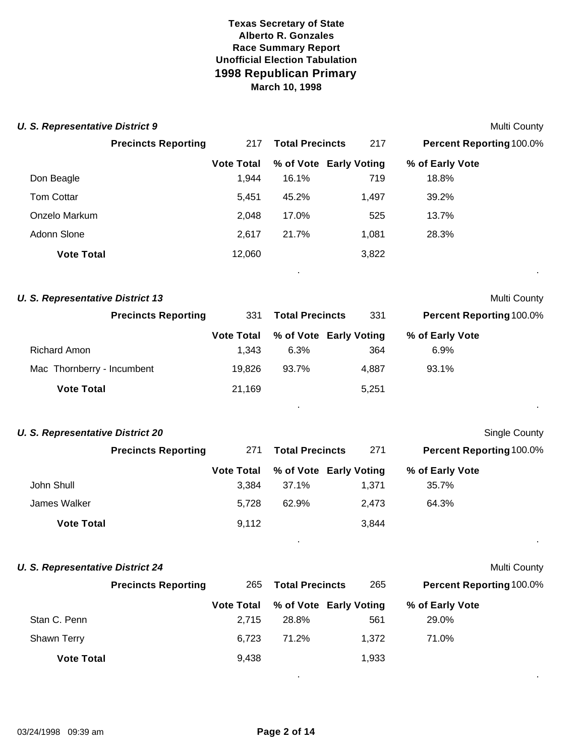**Texas Secretary of State**
**Alberto R. Gonzales**
**Race Summary Report**
**Unofficial Election Tabulation**

# 1998 Republican Primary

**March 10, 1998**

## *U. S. Representative District 9*

Multi County

**Precincts Reporting** 217 | **Total Precincts** 217 | **Percent Reporting** 100.0%

| | Vote Total | % of Vote | Early Voting | % of Early Vote |
|---|---|---|---|---|
| Don Beagle | 1,944 | 16.1% | 719 | 18.8% |
| Tom Cottar | 5,451 | 45.2% | 1,497 | 39.2% |
| Onzelo Markum | 2,048 | 17.0% | 525 | 13.7% |
| Adonn Slone | 2,617 | 21.7% | 1,081 | 28.3% |
| **Vote Total** | 12,060 | | 3,822 | |

## *U. S. Representative District 13*

Multi County

**Precincts Reporting** 331 | **Total Precincts** 331 | **Percent Reporting** 100.0%

| | Vote Total | % of Vote | Early Voting | % of Early Vote |
|---|---|---|---|---|
| Richard Amon | 1,343 | 6.3% | 364 | 6.9% |
| Mac Thornberry - Incumbent | 19,826 | 93.7% | 4,887 | 93.1% |
| **Vote Total** | 21,169 | | 5,251 | |

## *U. S. Representative District 20*

Single County

**Precincts Reporting** 271 | **Total Precincts** 271 | **Percent Reporting** 100.0%

| | Vote Total | % of Vote | Early Voting | % of Early Vote |
|---|---|---|---|---|
| John Shull | 3,384 | 37.1% | 1,371 | 35.7% |
| James Walker | 5,728 | 62.9% | 2,473 | 64.3% |
| **Vote Total** | 9,112 | | 3,844 | |

## *U. S. Representative District 24*

Multi County

**Precincts Reporting** 265 | **Total Precincts** 265 | **Percent Reporting** 100.0%

| | Vote Total | % of Vote | Early Voting | % of Early Vote |
|---|---|---|---|---|
| Stan C. Penn | 2,715 | 28.8% | 561 | 29.0% |
| Shawn Terry | 6,723 | 71.2% | 1,372 | 71.0% |
| **Vote Total** | 9,438 | | 1,933 | |

03/24/1998 09:39 am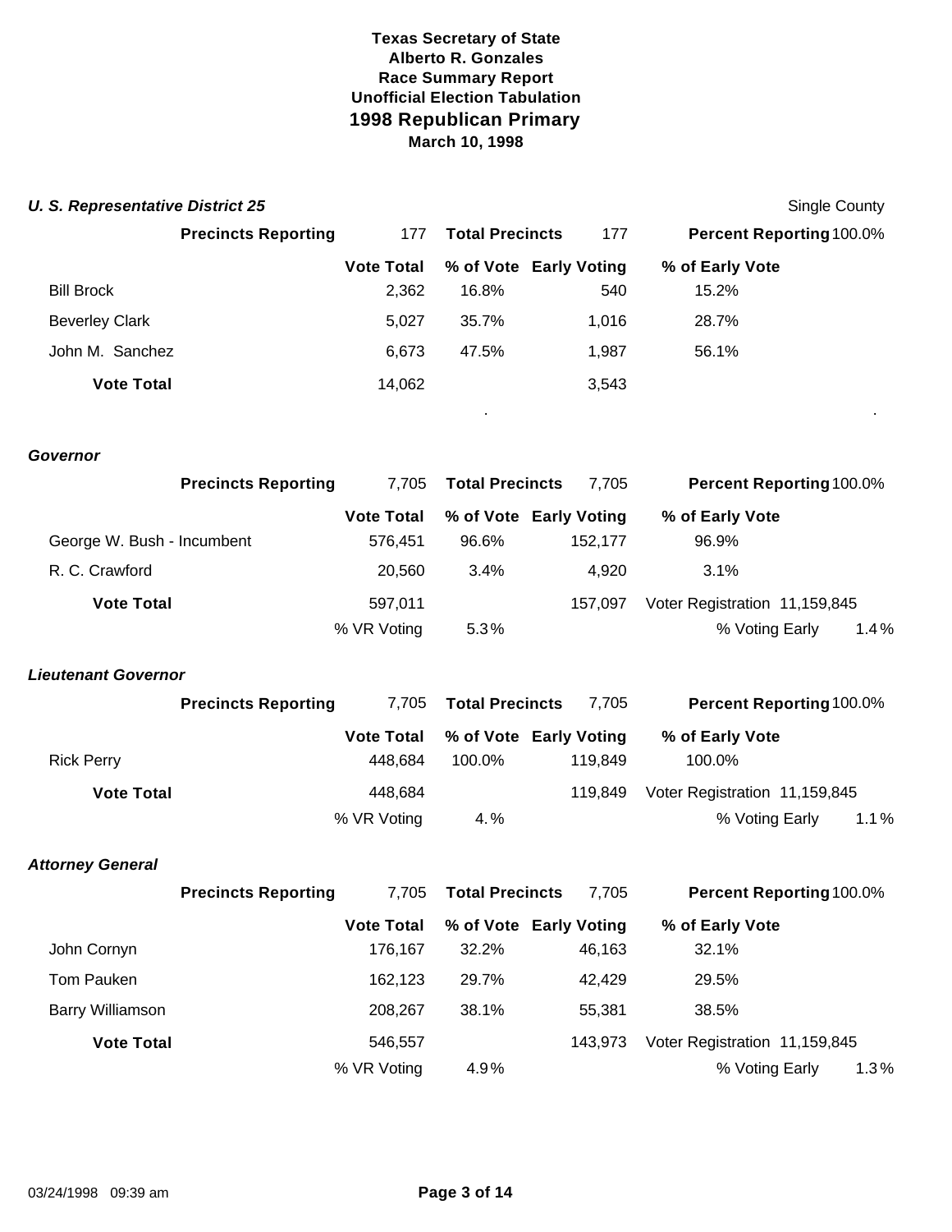**Texas Secretary of State**
**Alberto R. Gonzales**
**Race Summary Report**
**Unofficial Election Tabulation**

# 1998 Republican Primary

**March 10, 1998**

### *U. S. Representative District 25*

Single County

**Precincts Reporting** 177 **Total Precincts** 177 **Percent Reporting** 100.0%

| | Vote Total | % of Vote | Early Voting | % of Early Vote |
|---|---|---|---|---|
| Bill Brock | 2,362 | 16.8% | 540 | 15.2% |
| Beverley Clark | 5,027 | 35.7% | 1,016 | 28.7% |
| John M. Sanchez | 6,673 | 47.5% | 1,987 | 56.1% |
| **Vote Total** | 14,062 | | 3,543 | |

### *Governor*

**Precincts Reporting** 7,705 **Total Precincts** 7,705 **Percent Reporting** 100.0%

| | Vote Total | % of Vote | Early Voting | % of Early Vote |
|---|---|---|---|---|
| George W. Bush - Incumbent | 576,451 | 96.6% | 152,177 | 96.9% |
| R. C. Crawford | 20,560 | 3.4% | 4,920 | 3.1% |
| **Vote Total** | 597,011 | | 157,097 | Voter Registration 11,159,845 |
| | % VR Voting | 5.3% | | % Voting Early 1.4% |

### *Lieutenant Governor*

**Precincts Reporting** 7,705 **Total Precincts** 7,705 **Percent Reporting** 100.0%

| | Vote Total | % of Vote | Early Voting | % of Early Vote |
|---|---|---|---|---|
| Rick Perry | 448,684 | 100.0% | 119,849 | 100.0% |
| **Vote Total** | 448,684 | | 119,849 | Voter Registration 11,159,845 |
| | % VR Voting | 4.% | | % Voting Early 1.1% |

### *Attorney General*

**Precincts Reporting** 7,705 **Total Precincts** 7,705 **Percent Reporting** 100.0%

| | Vote Total | % of Vote | Early Voting | % of Early Vote |
|---|---|---|---|---|
| John Cornyn | 176,167 | 32.2% | 46,163 | 32.1% |
| Tom Pauken | 162,123 | 29.7% | 42,429 | 29.5% |
| Barry Williamson | 208,267 | 38.1% | 55,381 | 38.5% |
| **Vote Total** | 546,557 | | 143,973 | Voter Registration 11,159,845 |
| | % VR Voting | 4.9% | | % Voting Early 1.3% |

03/24/1998 09:39 am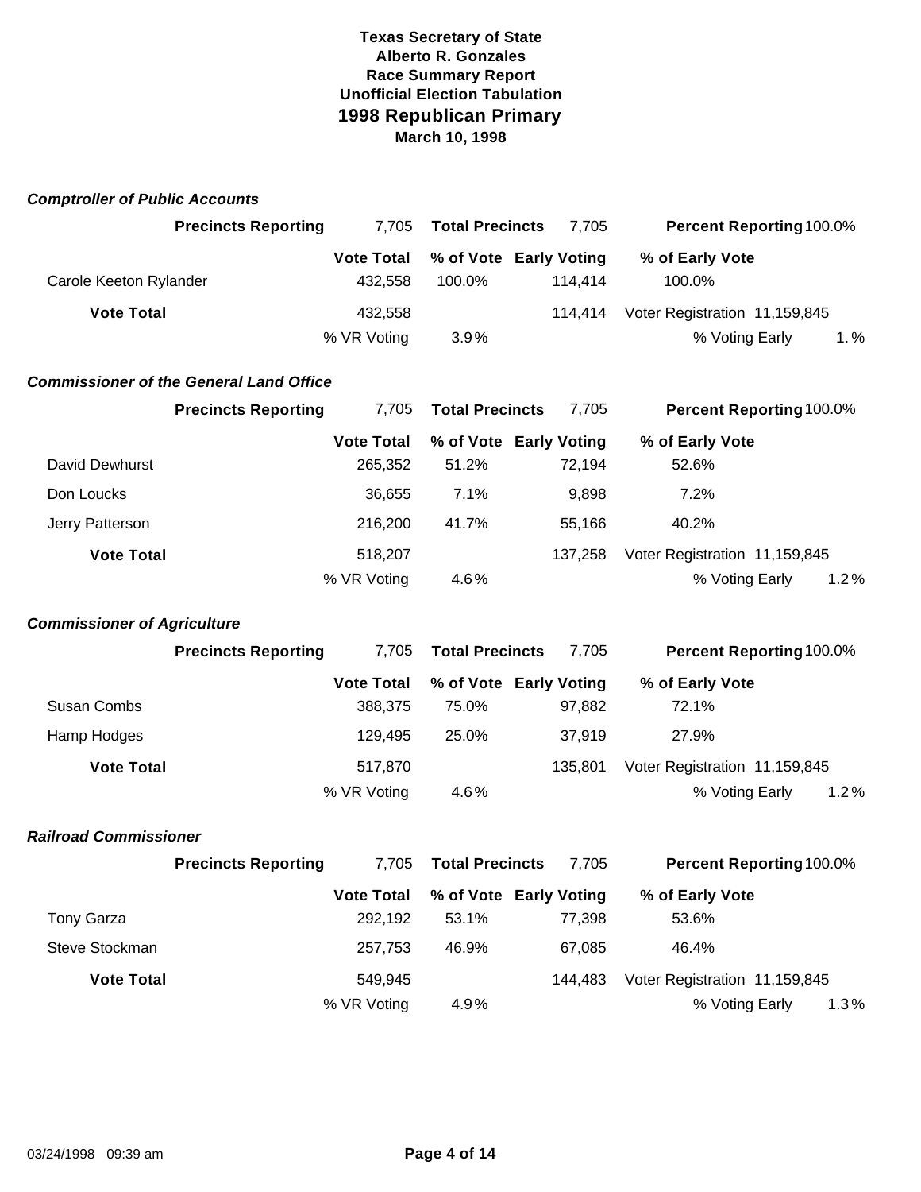**Texas Secretary of State**
**Alberto R. Gonzales**
**Race Summary Report**
**Unofficial Election Tabulation**

# 1998 Republican Primary

**March 10, 1998**

### *Comptroller of Public Accounts*

| **Precincts Reporting** | 7,705 | **Total Precincts** | 7,705 | **Percent Reporting** 100.0% |
|---|---|---|---|---|
| | **Vote Total** | **% of Vote** | **Early Voting** | **% of Early Vote** |
| Carole Keeton Rylander | 432,558 | 100.0% | 114,414 | 100.0% |
| **Vote Total** | 432,558 | | 114,414 | Voter Registration 11,159,845 |
| | % VR Voting | 3.9% | | % Voting Early 1. % |

### *Commissioner of the General Land Office*

| **Precincts Reporting** | 7,705 | **Total Precincts** | 7,705 | **Percent Reporting** 100.0% |
|---|---|---|---|---|
| | **Vote Total** | **% of Vote** | **Early Voting** | **% of Early Vote** |
| David Dewhurst | 265,352 | 51.2% | 72,194 | 52.6% |
| Don Loucks | 36,655 | 7.1% | 9,898 | 7.2% |
| Jerry Patterson | 216,200 | 41.7% | 55,166 | 40.2% |
| **Vote Total** | 518,207 | | 137,258 | Voter Registration 11,159,845 |
| | % VR Voting | 4.6% | | % Voting Early 1.2% |

### *Commissioner of Agriculture*

| **Precincts Reporting** | 7,705 | **Total Precincts** | 7,705 | **Percent Reporting** 100.0% |
|---|---|---|---|---|
| | **Vote Total** | **% of Vote** | **Early Voting** | **% of Early Vote** |
| Susan Combs | 388,375 | 75.0% | 97,882 | 72.1% |
| Hamp Hodges | 129,495 | 25.0% | 37,919 | 27.9% |
| **Vote Total** | 517,870 | | 135,801 | Voter Registration 11,159,845 |
| | % VR Voting | 4.6% | | % Voting Early 1.2% |

### *Railroad Commissioner*

| **Precincts Reporting** | 7,705 | **Total Precincts** | 7,705 | **Percent Reporting** 100.0% |
|---|---|---|---|---|
| | **Vote Total** | **% of Vote** | **Early Voting** | **% of Early Vote** |
| Tony Garza | 292,192 | 53.1% | 77,398 | 53.6% |
| Steve Stockman | 257,753 | 46.9% | 67,085 | 46.4% |
| **Vote Total** | 549,945 | | 144,483 | Voter Registration 11,159,845 |
| | % VR Voting | 4.9% | | % Voting Early 1.3% |

03/24/1998 09:39 am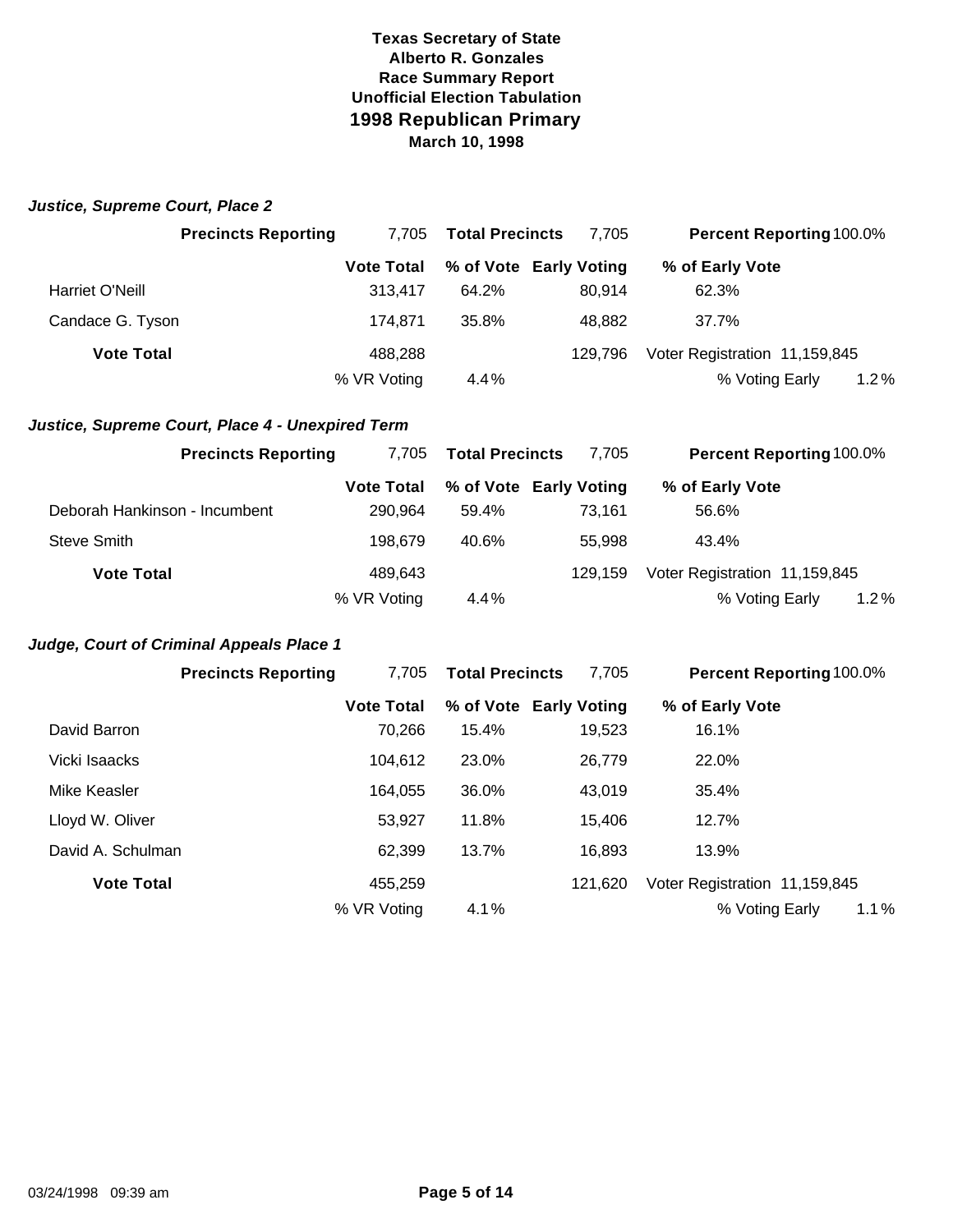**Texas Secretary of State**
**Alberto R. Gonzales**
**Race Summary Report**
**Unofficial Election Tabulation**

# 1998 Republican Primary

**March 10, 1998**

### *Justice, Supreme Court, Place 2*

| Precincts Reporting | 7,705 | Total Precincts | 7,705 | Percent Reporting 100.0% |
|---|---|---|---|---|
| | **Vote Total** | **% of Vote** | **Early Voting** | **% of Early Vote** |
| Harriet O'Neill | 313,417 | 64.2% | 80,914 | 62.3% |
| Candace G. Tyson | 174,871 | 35.8% | 48,882 | 37.7% |
| **Vote Total** | 488,288 | | 129,796 | Voter Registration 11,159,845 |
| | % VR Voting | 4.4% | | % Voting Early 1.2% |

### *Justice, Supreme Court, Place 4 - Unexpired Term*

| Precincts Reporting | 7,705 | Total Precincts | 7,705 | Percent Reporting 100.0% |
|---|---|---|---|---|
| | **Vote Total** | **% of Vote** | **Early Voting** | **% of Early Vote** |
| Deborah Hankinson - Incumbent | 290,964 | 59.4% | 73,161 | 56.6% |
| Steve Smith | 198,679 | 40.6% | 55,998 | 43.4% |
| **Vote Total** | 489,643 | | 129,159 | Voter Registration 11,159,845 |
| | % VR Voting | 4.4% | | % Voting Early 1.2% |

### *Judge, Court of Criminal Appeals Place 1*

| Precincts Reporting | 7,705 | Total Precincts | 7,705 | Percent Reporting 100.0% |
|---|---|---|---|---|
| | **Vote Total** | **% of Vote** | **Early Voting** | **% of Early Vote** |
| David Barron | 70,266 | 15.4% | 19,523 | 16.1% |
| Vicki Isaacks | 104,612 | 23.0% | 26,779 | 22.0% |
| Mike Keasler | 164,055 | 36.0% | 43,019 | 35.4% |
| Lloyd W. Oliver | 53,927 | 11.8% | 15,406 | 12.7% |
| David A. Schulman | 62,399 | 13.7% | 16,893 | 13.9% |
| **Vote Total** | 455,259 | | 121,620 | Voter Registration 11,159,845 |
| | % VR Voting | 4.1% | | % Voting Early 1.1% |

03/24/1998 09:39 am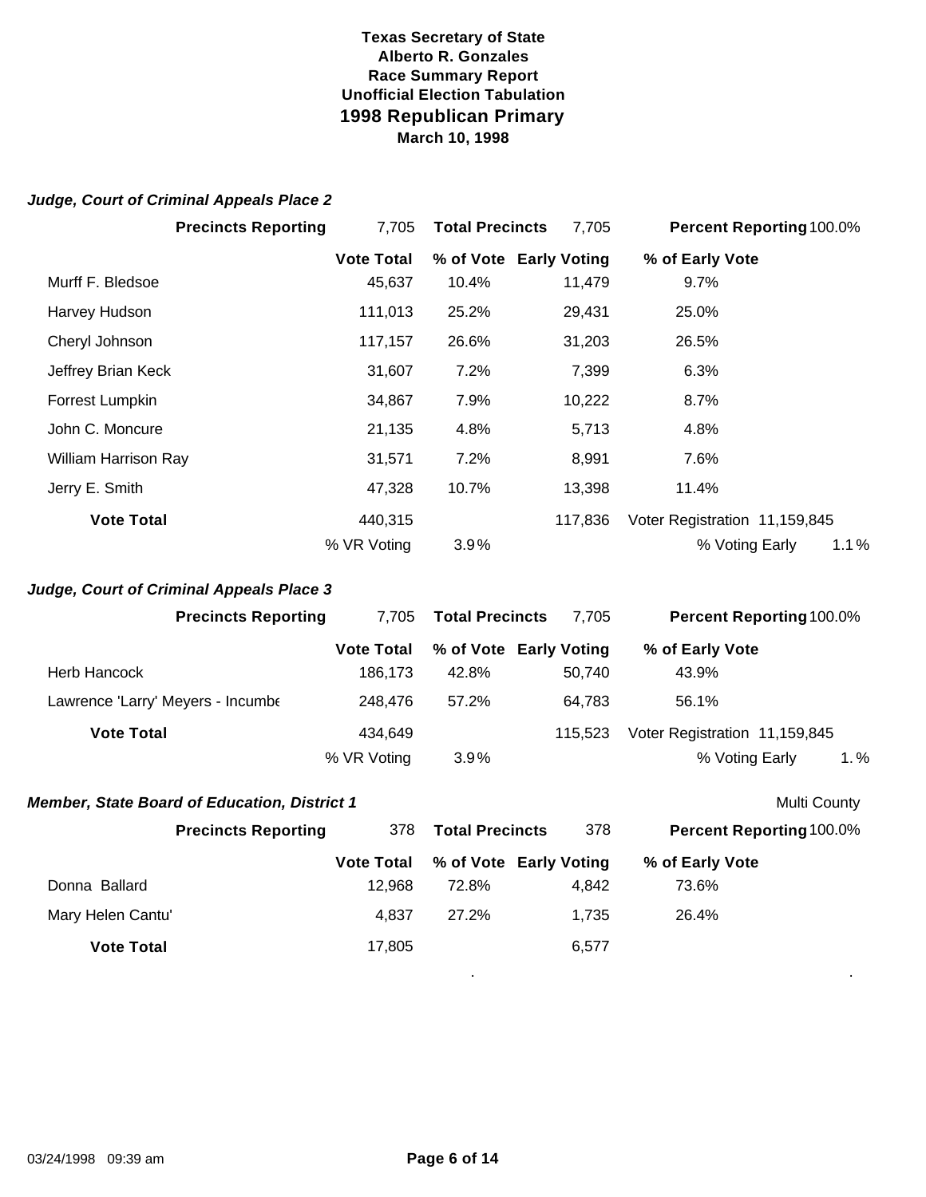**Texas Secretary of State**
**Alberto R. Gonzales**
**Race Summary Report**
**Unofficial Election Tabulation**
**1998 Republican Primary**
**March 10, 1998**

### *Judge, Court of Criminal Appeals Place 2*

| **Precincts Reporting** | 7,705 | **Total Precincts** | 7,705 | **Percent Reporting** 100.0% |
|---|---|---|---|---|
| | **Vote Total** | **% of Vote** | **Early Voting** | **% of Early Vote** |
| Murff F. Bledsoe | 45,637 | 10.4% | 11,479 | 9.7% |
| Harvey Hudson | 111,013 | 25.2% | 29,431 | 25.0% |
| Cheryl Johnson | 117,157 | 26.6% | 31,203 | 26.5% |
| Jeffrey Brian Keck | 31,607 | 7.2% | 7,399 | 6.3% |
| Forrest Lumpkin | 34,867 | 7.9% | 10,222 | 8.7% |
| John C. Moncure | 21,135 | 4.8% | 5,713 | 4.8% |
| William Harrison Ray | 31,571 | 7.2% | 8,991 | 7.6% |
| Jerry E. Smith | 47,328 | 10.7% | 13,398 | 11.4% |
| **Vote Total** | 440,315 | | 117,836 | Voter Registration 11,159,845 |
| | % VR Voting | 3.9% | | % Voting Early 1.1% |

### *Judge, Court of Criminal Appeals Place 3*

| **Precincts Reporting** | 7,705 | **Total Precincts** | 7,705 | **Percent Reporting** 100.0% |
|---|---|---|---|---|
| | **Vote Total** | **% of Vote** | **Early Voting** | **% of Early Vote** |
| Herb Hancock | 186,173 | 42.8% | 50,740 | 43.9% |
| Lawrence 'Larry' Meyers - Incumbe | 248,476 | 57.2% | 64,783 | 56.1% |
| **Vote Total** | 434,649 | | 115,523 | Voter Registration 11,159,845 |
| | % VR Voting | 3.9% | | % Voting Early 1.% |

### *Member, State Board of Education, District 1*

Multi County

| **Precincts Reporting** | 378 | **Total Precincts** | 378 | **Percent Reporting** 100.0% |
|---|---|---|---|---|
| | **Vote Total** | **% of Vote** | **Early Voting** | **% of Early Vote** |
| Donna Ballard | 12,968 | 72.8% | 4,842 | 73.6% |
| Mary Helen Cantu' | 4,837 | 27.2% | 1,735 | 26.4% |
| **Vote Total** | 17,805 | | 6,577 | |

03/24/1998 09:39 am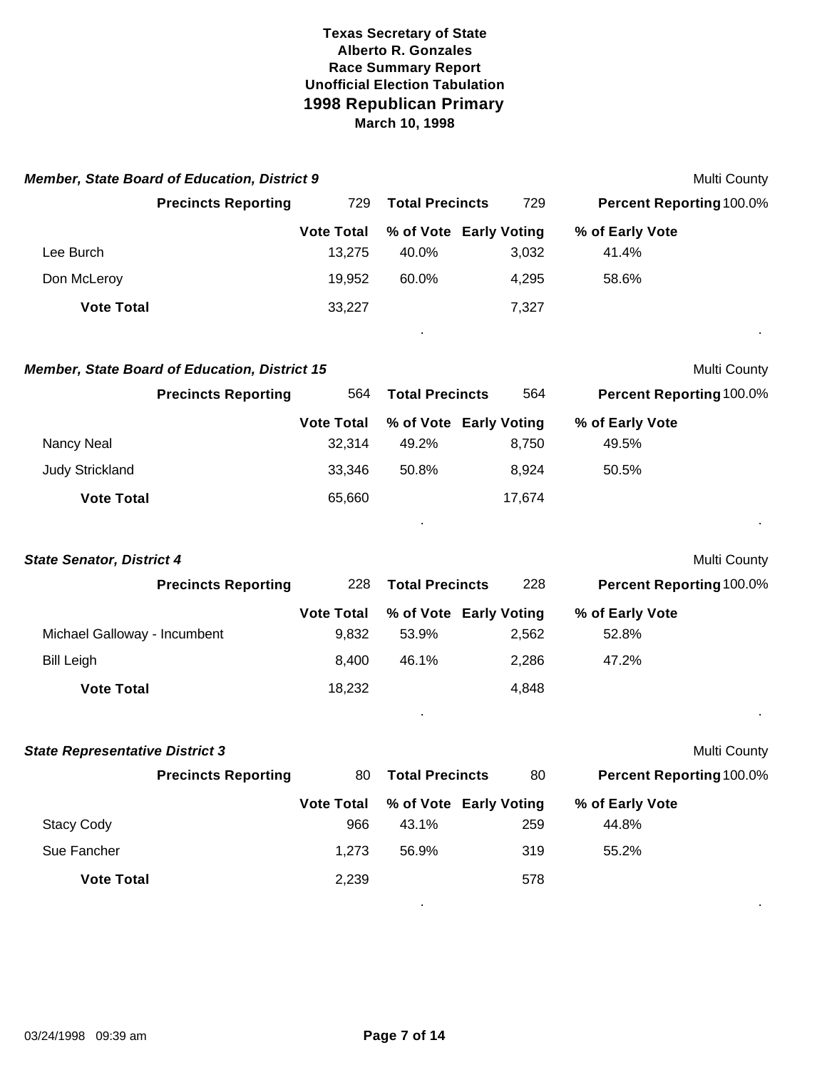**Texas Secretary of State**
**Alberto R. Gonzales**
**Race Summary Report**
**Unofficial Election Tabulation**
## 1998 Republican Primary
**March 10, 1998**

### *Member, State Board of Education, District 9*

Multi County

**Precincts Reporting** 729 **Total Precincts** 729 **Percent Reporting** 100.0%

| | Vote Total | % of Vote | Early Voting | % of Early Vote |
|---|---|---|---|---|
| Lee Burch | 13,275 | 40.0% | 3,032 | 41.4% |
| Don McLeroy | 19,952 | 60.0% | 4,295 | 58.6% |
| **Vote Total** | 33,227 | | 7,327 | |

### *Member, State Board of Education, District 15*

Multi County

**Precincts Reporting** 564 **Total Precincts** 564 **Percent Reporting** 100.0%

| | Vote Total | % of Vote | Early Voting | % of Early Vote |
|---|---|---|---|---|
| Nancy Neal | 32,314 | 49.2% | 8,750 | 49.5% |
| Judy Strickland | 33,346 | 50.8% | 8,924 | 50.5% |
| **Vote Total** | 65,660 | | 17,674 | |

### *State Senator, District 4*

Multi County

**Precincts Reporting** 228 **Total Precincts** 228 **Percent Reporting** 100.0%

| | Vote Total | % of Vote | Early Voting | % of Early Vote |
|---|---|---|---|---|
| Michael Galloway - Incumbent | 9,832 | 53.9% | 2,562 | 52.8% |
| Bill Leigh | 8,400 | 46.1% | 2,286 | 47.2% |
| **Vote Total** | 18,232 | | 4,848 | |

### *State Representative District 3*

Multi County

**Precincts Reporting** 80 **Total Precincts** 80 **Percent Reporting** 100.0%

| | Vote Total | % of Vote | Early Voting | % of Early Vote |
|---|---|---|---|---|
| Stacy Cody | 966 | 43.1% | 259 | 44.8% |
| Sue Fancher | 1,273 | 56.9% | 319 | 55.2% |
| **Vote Total** | 2,239 | | 578 | |

03/24/1998 09:39 am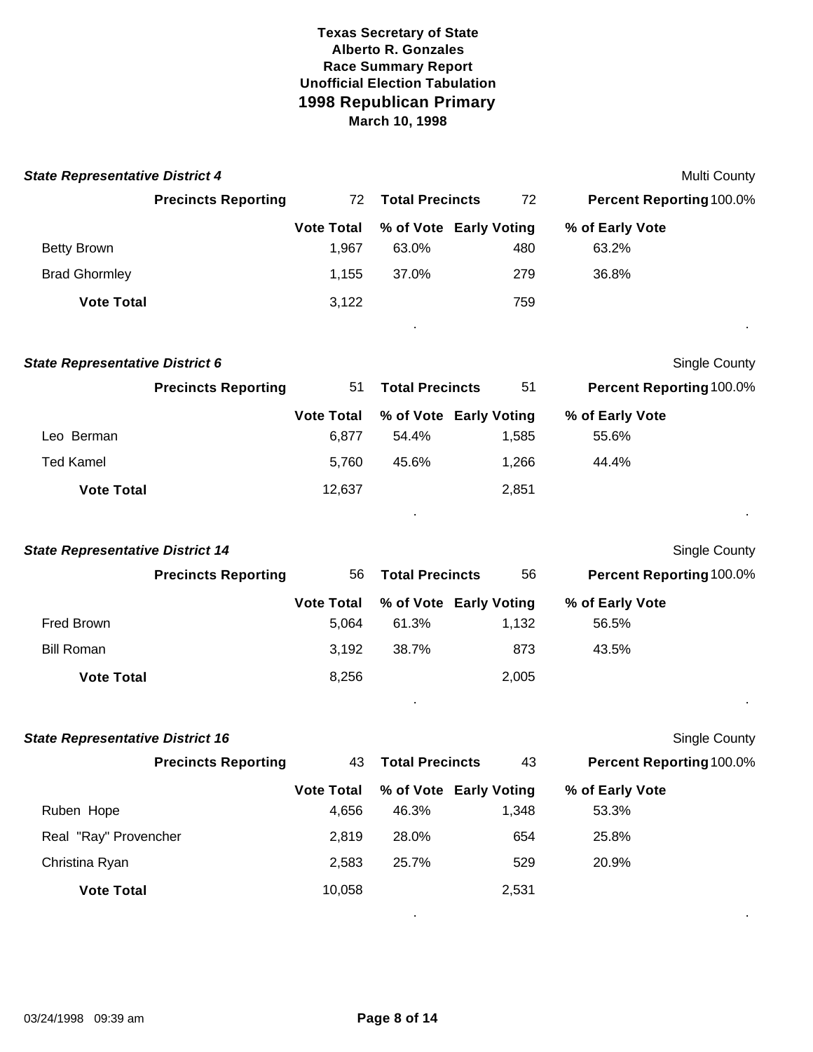**Texas Secretary of State**
**Alberto R. Gonzales**
**Race Summary Report**
**Unofficial Election Tabulation**

# 1998 Republican Primary

**March 10, 1998**

### *State Representative District 4*

Multi County

**Precincts Reporting** 72 **Total Precincts** 72 **Percent Reporting** 100.0%

| | Vote Total | % of Vote | Early Voting | % of Early Vote |
|---|---|---|---|---|
| Betty Brown | 1,967 | 63.0% | 480 | 63.2% |
| Brad Ghormley | 1,155 | 37.0% | 279 | 36.8% |
| **Vote Total** | 3,122 | | 759 | |

### *State Representative District 6*

Single County

**Precincts Reporting** 51 **Total Precincts** 51 **Percent Reporting** 100.0%

| | Vote Total | % of Vote | Early Voting | % of Early Vote |
|---|---|---|---|---|
| Leo Berman | 6,877 | 54.4% | 1,585 | 55.6% |
| Ted Kamel | 5,760 | 45.6% | 1,266 | 44.4% |
| **Vote Total** | 12,637 | | 2,851 | |

### *State Representative District 14*

Single County

**Precincts Reporting** 56 **Total Precincts** 56 **Percent Reporting** 100.0%

| | Vote Total | % of Vote | Early Voting | % of Early Vote |
|---|---|---|---|---|
| Fred Brown | 5,064 | 61.3% | 1,132 | 56.5% |
| Bill Roman | 3,192 | 38.7% | 873 | 43.5% |
| **Vote Total** | 8,256 | | 2,005 | |

### *State Representative District 16*

Single County

**Precincts Reporting** 43 **Total Precincts** 43 **Percent Reporting** 100.0%

| | Vote Total | % of Vote | Early Voting | % of Early Vote |
|---|---|---|---|---|
| Ruben Hope | 4,656 | 46.3% | 1,348 | 53.3% |
| Real "Ray" Provencher | 2,819 | 28.0% | 654 | 25.8% |
| Christina Ryan | 2,583 | 25.7% | 529 | 20.9% |
| **Vote Total** | 10,058 | | 2,531 | |

03/24/1998 09:39 am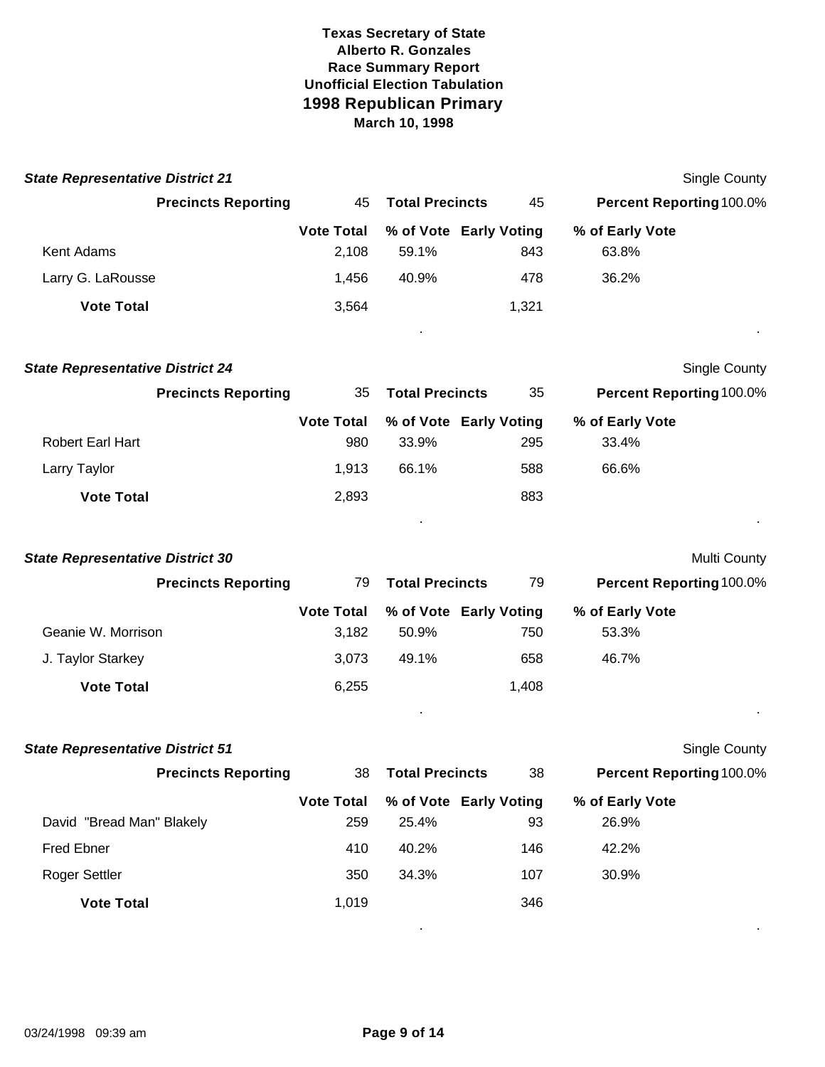**Texas Secretary of State**
**Alberto R. Gonzales**
**Race Summary Report**
**Unofficial Election Tabulation**
**1998 Republican Primary**
**March 10, 1998**

### *State Representative District 21*

Single County

**Precincts Reporting** 45 **Total Precincts** 45 **Percent Reporting** 100.0%

| | Vote Total | % of Vote | Early Voting | % of Early Vote |
|---|---|---|---|---|
| Kent Adams | 2,108 | 59.1% | 843 | 63.8% |
| Larry G. LaRousse | 1,456 | 40.9% | 478 | 36.2% |
| **Vote Total** | 3,564 | | 1,321 | |

### *State Representative District 24*

Single County

**Precincts Reporting** 35 **Total Precincts** 35 **Percent Reporting** 100.0%

| | Vote Total | % of Vote | Early Voting | % of Early Vote |
|---|---|---|---|---|
| Robert Earl Hart | 980 | 33.9% | 295 | 33.4% |
| Larry Taylor | 1,913 | 66.1% | 588 | 66.6% |
| **Vote Total** | 2,893 | | 883 | |

### *State Representative District 30*

Multi County

**Precincts Reporting** 79 **Total Precincts** 79 **Percent Reporting** 100.0%

| | Vote Total | % of Vote | Early Voting | % of Early Vote |
|---|---|---|---|---|
| Geanie W. Morrison | 3,182 | 50.9% | 750 | 53.3% |
| J. Taylor Starkey | 3,073 | 49.1% | 658 | 46.7% |
| **Vote Total** | 6,255 | | 1,408 | |

### *State Representative District 51*

Single County

**Precincts Reporting** 38 **Total Precincts** 38 **Percent Reporting** 100.0%

| | Vote Total | % of Vote | Early Voting | % of Early Vote |
|---|---|---|---|---|
| David "Bread Man" Blakely | 259 | 25.4% | 93 | 26.9% |
| Fred Ebner | 410 | 40.2% | 146 | 42.2% |
| Roger Settler | 350 | 34.3% | 107 | 30.9% |
| **Vote Total** | 1,019 | | 346 | |

03/24/1998 09:39 am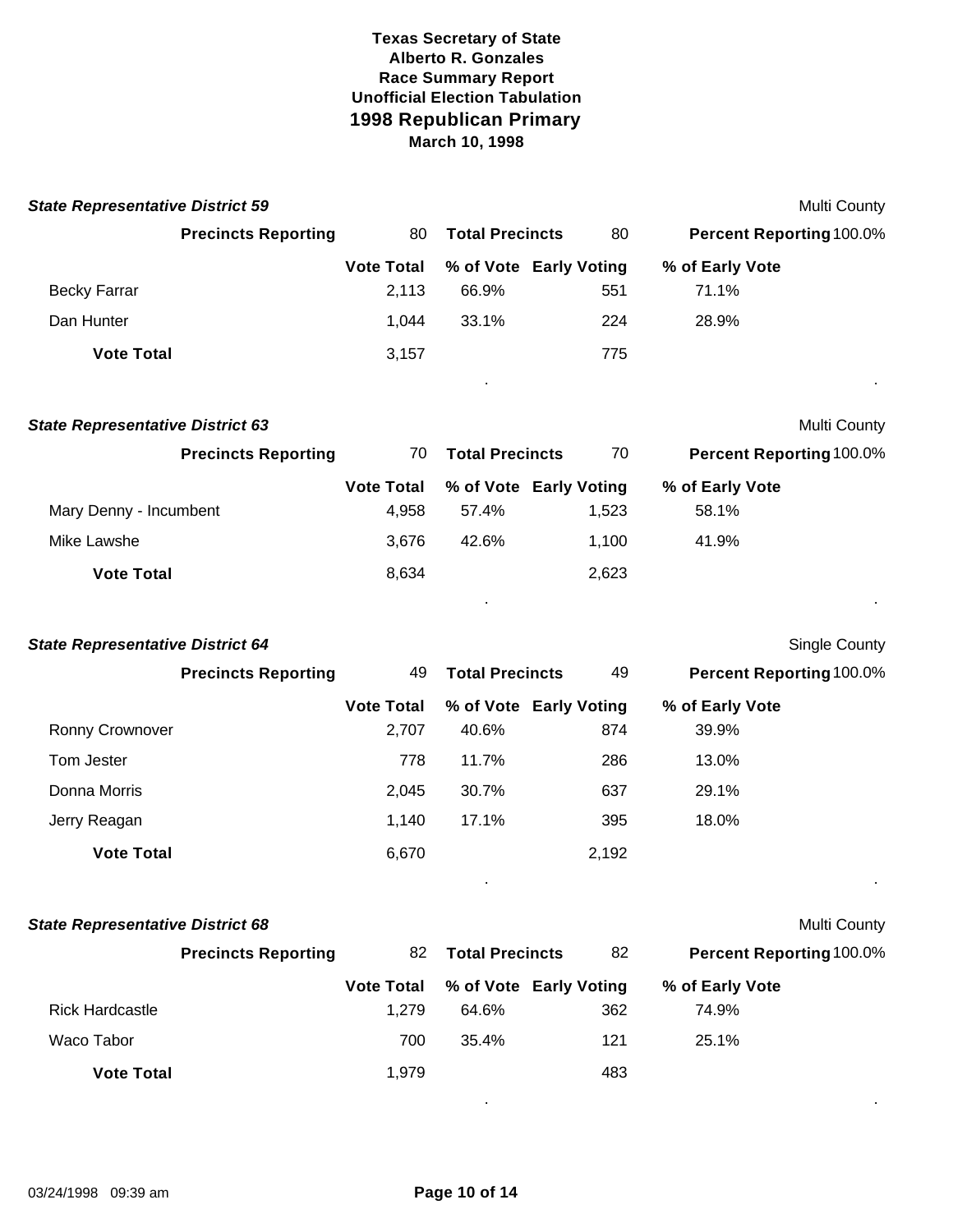**Texas Secretary of State**
**Alberto R. Gonzales**
**Race Summary Report**
**Unofficial Election Tabulation**

# 1998 Republican Primary

**March 10, 1998**

### *State Representative District 59*

Multi County

**Precincts Reporting** 80 **Total Precincts** 80 **Percent Reporting** 100.0%

| | Vote Total | % of Vote | Early Voting | % of Early Vote |
|---|---|---|---|---|
| Becky Farrar | 2,113 | 66.9% | 551 | 71.1% |
| Dan Hunter | 1,044 | 33.1% | 224 | 28.9% |
| **Vote Total** | 3,157 | | 775 | |

### *State Representative District 63*

Multi County

**Precincts Reporting** 70 **Total Precincts** 70 **Percent Reporting** 100.0%

| | Vote Total | % of Vote | Early Voting | % of Early Vote |
|---|---|---|---|---|
| Mary Denny - Incumbent | 4,958 | 57.4% | 1,523 | 58.1% |
| Mike Lawshe | 3,676 | 42.6% | 1,100 | 41.9% |
| **Vote Total** | 8,634 | | 2,623 | |

### *State Representative District 64*

Single County

**Precincts Reporting** 49 **Total Precincts** 49 **Percent Reporting** 100.0%

| | Vote Total | % of Vote | Early Voting | % of Early Vote |
|---|---|---|---|---|
| Ronny Crownover | 2,707 | 40.6% | 874 | 39.9% |
| Tom Jester | 778 | 11.7% | 286 | 13.0% |
| Donna Morris | 2,045 | 30.7% | 637 | 29.1% |
| Jerry Reagan | 1,140 | 17.1% | 395 | 18.0% |
| **Vote Total** | 6,670 | | 2,192 | |

### *State Representative District 68*

Multi County

**Precincts Reporting** 82 **Total Precincts** 82 **Percent Reporting** 100.0%

| | Vote Total | % of Vote | Early Voting | % of Early Vote |
|---|---|---|---|---|
| Rick Hardcastle | 1,279 | 64.6% | 362 | 74.9% |
| Waco Tabor | 700 | 35.4% | 121 | 25.1% |
| **Vote Total** | 1,979 | | 483 | |

03/24/1998 09:39 am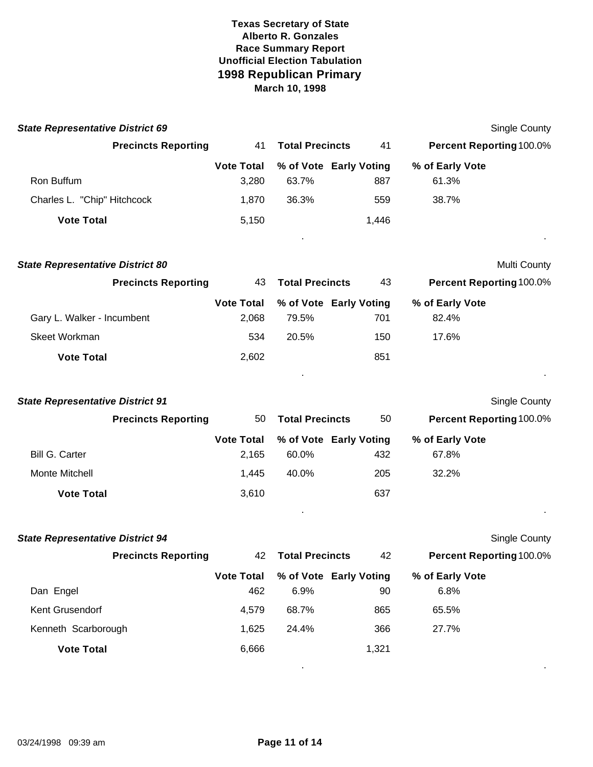**Texas Secretary of State**
**Alberto R. Gonzales**
**Race Summary Report**
**Unofficial Election Tabulation**

# 1998 Republican Primary

**March 10, 1998**

### *State Representative District 69*

Single County

| **Precincts Reporting** | 41 | **Total Precincts** | 41 | **Percent Reporting** 100.0% |
|---|---|---|---|---|
| | **Vote Total** | **% of Vote** | **Early Voting** | **% of Early Vote** |
| Ron Buffum | 3,280 | 63.7% | 887 | 61.3% |
| Charles L. "Chip" Hitchcock | 1,870 | 36.3% | 559 | 38.7% |
| **Vote Total** | 5,150 | | 1,446 | |

### *State Representative District 80*

Multi County

| **Precincts Reporting** | 43 | **Total Precincts** | 43 | **Percent Reporting** 100.0% |
|---|---|---|---|---|
| | **Vote Total** | **% of Vote** | **Early Voting** | **% of Early Vote** |
| Gary L. Walker - Incumbent | 2,068 | 79.5% | 701 | 82.4% |
| Skeet Workman | 534 | 20.5% | 150 | 17.6% |
| **Vote Total** | 2,602 | | 851 | |

### *State Representative District 91*

Single County

| **Precincts Reporting** | 50 | **Total Precincts** | 50 | **Percent Reporting** 100.0% |
|---|---|---|---|---|
| | **Vote Total** | **% of Vote** | **Early Voting** | **% of Early Vote** |
| Bill G. Carter | 2,165 | 60.0% | 432 | 67.8% |
| Monte Mitchell | 1,445 | 40.0% | 205 | 32.2% |
| **Vote Total** | 3,610 | | 637 | |

### *State Representative District 94*

Single County

| **Precincts Reporting** | 42 | **Total Precincts** | 42 | **Percent Reporting** 100.0% |
|---|---|---|---|---|
| | **Vote Total** | **% of Vote** | **Early Voting** | **% of Early Vote** |
| Dan Engel | 462 | 6.9% | 90 | 6.8% |
| Kent Grusendorf | 4,579 | 68.7% | 865 | 65.5% |
| Kenneth Scarborough | 1,625 | 24.4% | 366 | 27.7% |
| **Vote Total** | 6,666 | | 1,321 | |

03/24/1998 09:39 am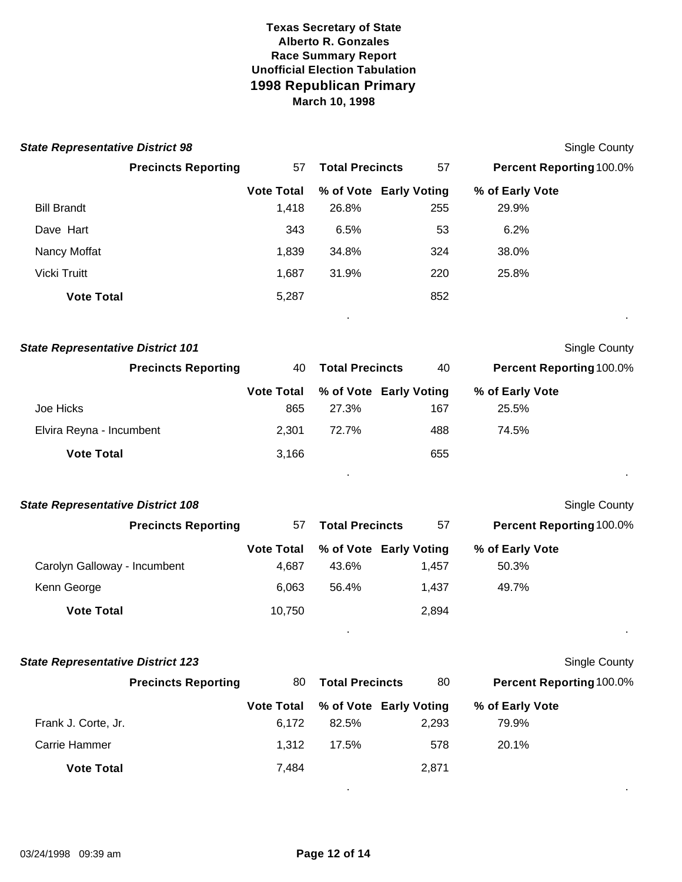**Texas Secretary of State**
**Alberto R. Gonzales**
**Race Summary Report**
**Unofficial Election Tabulation**
## 1998 Republican Primary
**March 10, 1998**

### *State Representative District 98*

Single County

| **Precincts Reporting** | 57 | **Total Precincts** | 57 | **Percent Reporting** 100.0% |
|---|---|---|---|---|

| | Vote Total | % of Vote | Early Voting | % of Early Vote |
|---|---|---|---|---|
| Bill Brandt | 1,418 | 26.8% | 255 | 29.9% |
| Dave Hart | 343 | 6.5% | 53 | 6.2% |
| Nancy Moffat | 1,839 | 34.8% | 324 | 38.0% |
| Vicki Truitt | 1,687 | 31.9% | 220 | 25.8% |
| **Vote Total** | 5,287 | | 852 | |

### *State Representative District 101*

Single County

| **Precincts Reporting** | 40 | **Total Precincts** | 40 | **Percent Reporting** 100.0% |
|---|---|---|---|---|

| | Vote Total | % of Vote | Early Voting | % of Early Vote |
|---|---|---|---|---|
| Joe Hicks | 865 | 27.3% | 167 | 25.5% |
| Elvira Reyna - Incumbent | 2,301 | 72.7% | 488 | 74.5% |
| **Vote Total** | 3,166 | | 655 | |

### *State Representative District 108*

Single County

| **Precincts Reporting** | 57 | **Total Precincts** | 57 | **Percent Reporting** 100.0% |
|---|---|---|---|---|

| | Vote Total | % of Vote | Early Voting | % of Early Vote |
|---|---|---|---|---|
| Carolyn Galloway - Incumbent | 4,687 | 43.6% | 1,457 | 50.3% |
| Kenn George | 6,063 | 56.4% | 1,437 | 49.7% |
| **Vote Total** | 10,750 | | 2,894 | |

### *State Representative District 123*

Single County

| **Precincts Reporting** | 80 | **Total Precincts** | 80 | **Percent Reporting** 100.0% |
|---|---|---|---|---|

| | Vote Total | % of Vote | Early Voting | % of Early Vote |
|---|---|---|---|---|
| Frank J. Corte, Jr. | 6,172 | 82.5% | 2,293 | 79.9% |
| Carrie Hammer | 1,312 | 17.5% | 578 | 20.1% |
| **Vote Total** | 7,484 | | 2,871 | |

03/24/1998 09:39 am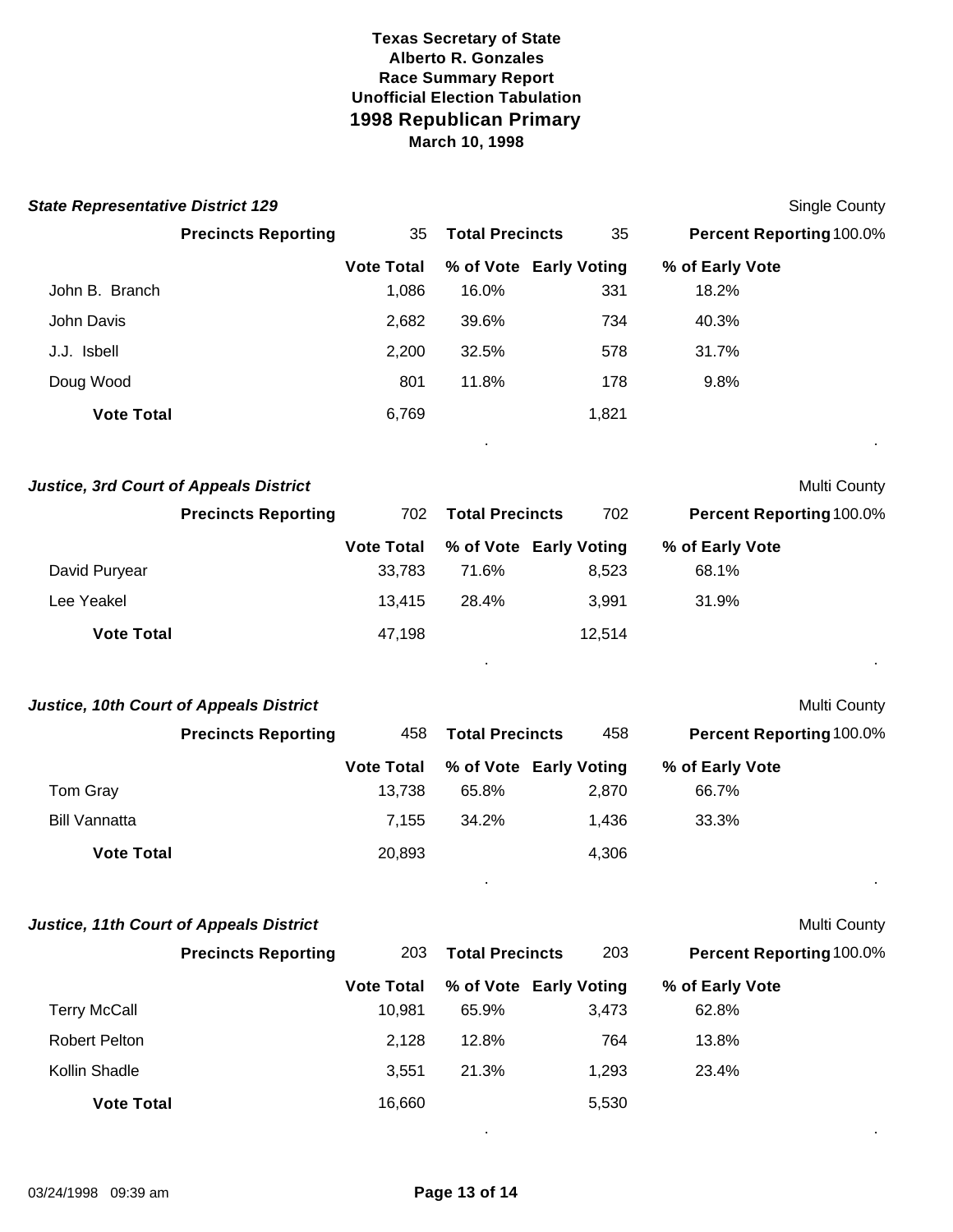**Texas Secretary of State**
**Alberto R. Gonzales**
**Race Summary Report**
**Unofficial Election Tabulation**

## 1998 Republican Primary

**March 10, 1998**

### *State Representative District 129*

Single County

**Precincts Reporting** 35 **Total Precincts** 35 **Percent Reporting** 100.0%

| | Vote Total | % of Vote | Early Voting | % of Early Vote |
|---|---|---|---|---|
| John B. Branch | 1,086 | 16.0% | 331 | 18.2% |
| John Davis | 2,682 | 39.6% | 734 | 40.3% |
| J.J. Isbell | 2,200 | 32.5% | 578 | 31.7% |
| Doug Wood | 801 | 11.8% | 178 | 9.8% |
| **Vote Total** | 6,769 | | 1,821 | |

### *Justice, 3rd Court of Appeals District*

Multi County

**Precincts Reporting** 702 **Total Precincts** 702 **Percent Reporting** 100.0%

| | Vote Total | % of Vote | Early Voting | % of Early Vote |
|---|---|---|---|---|
| David Puryear | 33,783 | 71.6% | 8,523 | 68.1% |
| Lee Yeakel | 13,415 | 28.4% | 3,991 | 31.9% |
| **Vote Total** | 47,198 | | 12,514 | |

### *Justice, 10th Court of Appeals District*

Multi County

**Precincts Reporting** 458 **Total Precincts** 458 **Percent Reporting** 100.0%

| | Vote Total | % of Vote | Early Voting | % of Early Vote |
|---|---|---|---|---|
| Tom Gray | 13,738 | 65.8% | 2,870 | 66.7% |
| Bill Vannatta | 7,155 | 34.2% | 1,436 | 33.3% |
| **Vote Total** | 20,893 | | 4,306 | |

### *Justice, 11th Court of Appeals District*

Multi County

**Precincts Reporting** 203 **Total Precincts** 203 **Percent Reporting** 100.0%

| | Vote Total | % of Vote | Early Voting | % of Early Vote |
|---|---|---|---|---|
| Terry McCall | 10,981 | 65.9% | 3,473 | 62.8% |
| Robert Pelton | 2,128 | 12.8% | 764 | 13.8% |
| Kollin Shadle | 3,551 | 21.3% | 1,293 | 23.4% |
| **Vote Total** | 16,660 | | 5,530 | |

03/24/1998 09:39 am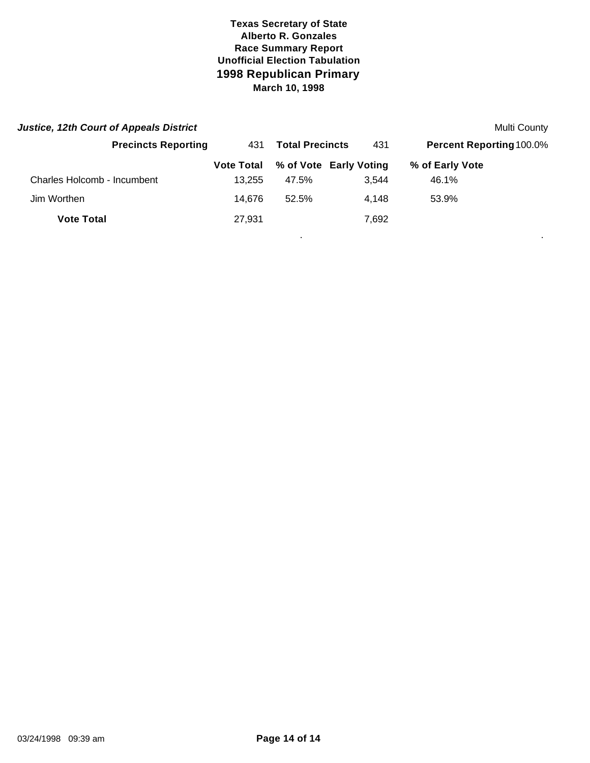**Texas Secretary of State**
**Alberto R. Gonzales**
**Race Summary Report**
**Unofficial Election Tabulation**
**1998 Republican Primary**
**March 10, 1998**

***Justice, 12th Court of Appeals District*** — Multi County

**Precincts Reporting** 431 **Total Precincts** 431 **Percent Reporting** 100.0%

| | Vote Total | % of Vote | Early Voting | % of Early Vote |
|---|---|---|---|---|
| Charles Holcomb - Incumbent | 13,255 | 47.5% | 3,544 | 46.1% |
| Jim Worthen | 14,676 | 52.5% | 4,148 | 53.9% |
| **Vote Total** | 27,931 | | 7,692 | |

03/24/1998 09:39 am